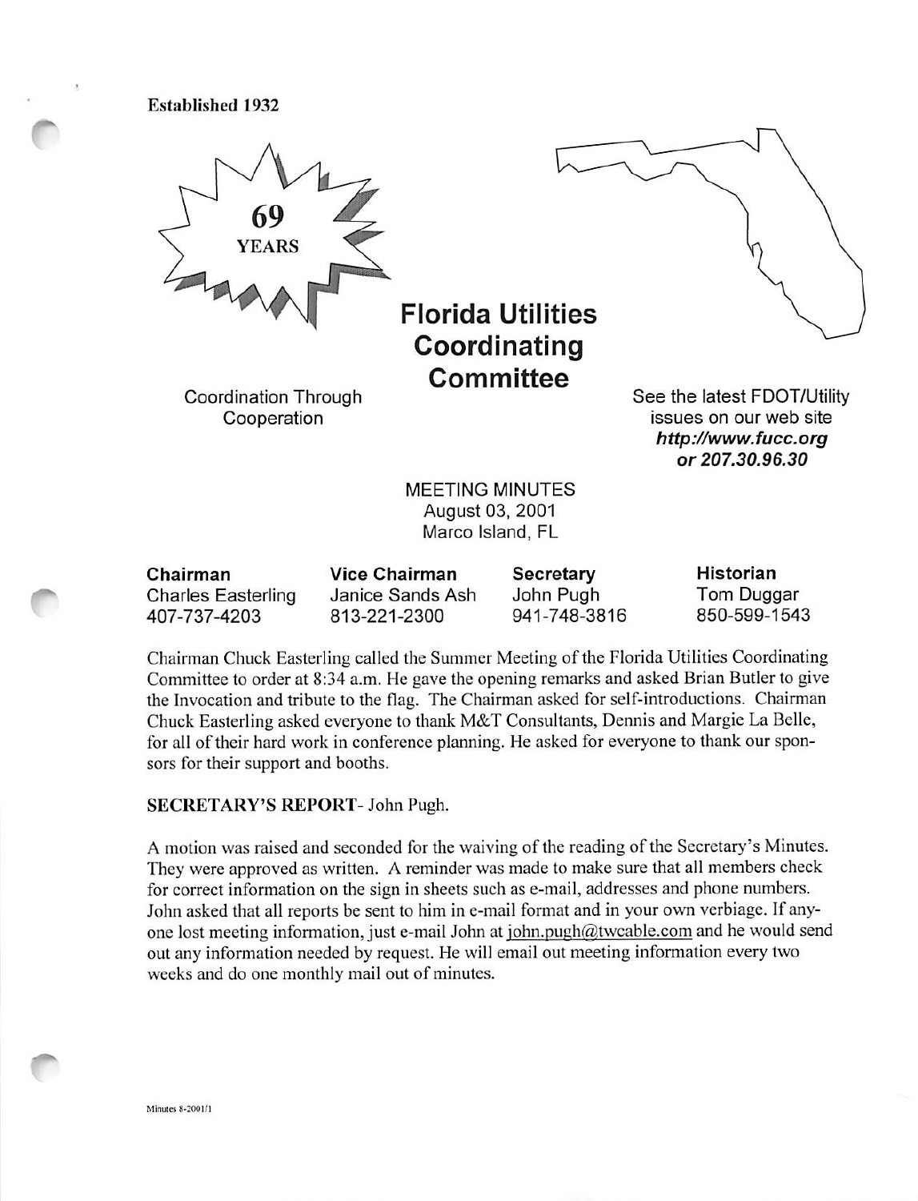**Established 1932**

69 YEARS

# Florida Utilities Coordinating Committee

Coordination Through Cooperation

See the latest FDOT/Utility issues on our web site ***http://www.fucc.org or 207.30.96.30***

MEETING MINUTES
August 03, 2001
Marco Island, FL

| **Chairman** | **Vice Chairman** | **Secretary** | **Historian** |
|---|---|---|---|
| Charles Easterling | Janice Sands Ash | John Pugh | Tom Duggar |
| 407-737-4203 | 813-221-2300 | 941-748-3816 | 850-599-1543 |

Chairman Chuck Easterling called the Summer Meeting of the Florida Utilities Coordinating Committee to order at 8:34 a.m. He gave the opening remarks and asked Brian Butler to give the Invocation and tribute to the flag. The Chairman asked for self-introductions. Chairman Chuck Easterling asked everyone to thank M&T Consultants, Dennis and Margie La Belle, for all of their hard work in conference planning. He asked for everyone to thank our sponsors for their support and booths.

**SECRETARY'S REPORT**- John Pugh.

A motion was raised and seconded for the waiving of the reading of the Secretary's Minutes. They were approved as written. A reminder was made to make sure that all members check for correct information on the sign in sheets such as e-mail, addresses and phone numbers. John asked that all reports be sent to him in e-mail format and in your own verbiage. If anyone lost meeting information, just e-mail John at john.pugh@twcable.com and he would send out any information needed by request. He will email out meeting information every two weeks and do one monthly mail out of minutes.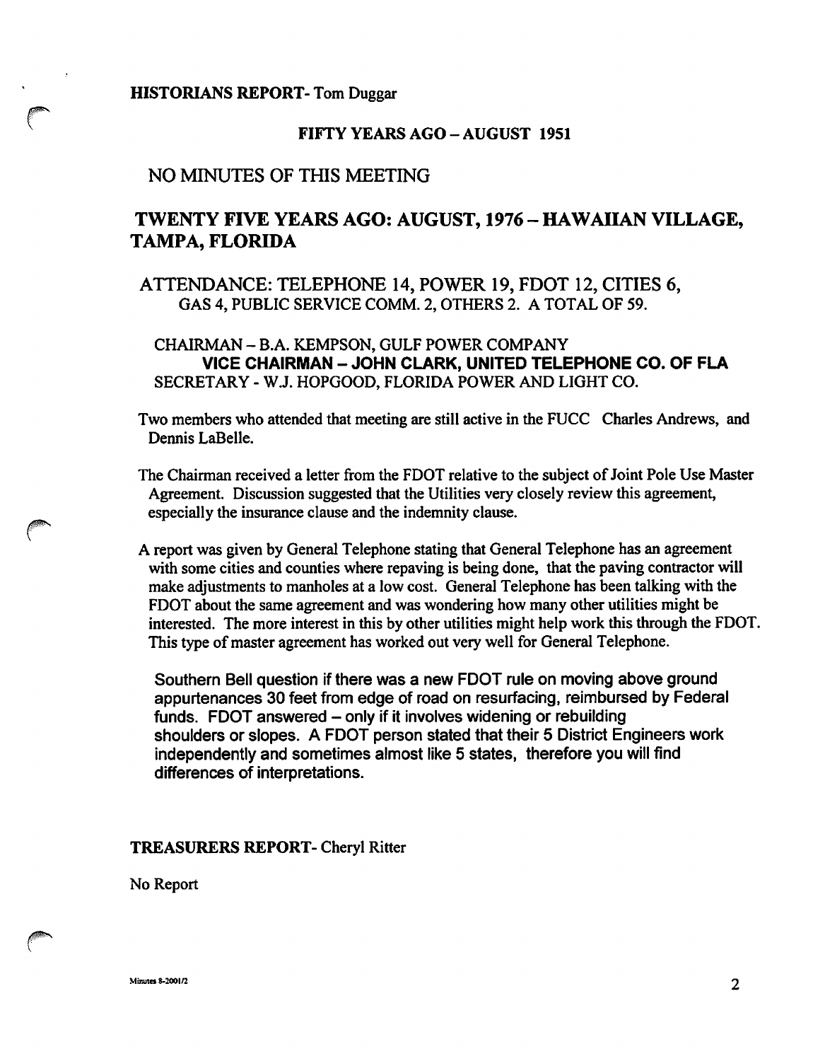**HISTORIANS REPORT**- Tom Duggar

**FIFTY YEARS AGO – AUGUST 1951**

NO MINUTES OF THIS MEETING

## TWENTY FIVE YEARS AGO: AUGUST, 1976 – HAWAIIAN VILLAGE, TAMPA, FLORIDA

ATTENDANCE: TELEPHONE 14, POWER 19, FDOT 12, CITIES 6, GAS 4, PUBLIC SERVICE COMM. 2, OTHERS 2. A TOTAL OF 59.

CHAIRMAN – B.A. KEMPSON, GULF POWER COMPANY
**VICE CHAIRMAN – JOHN CLARK, UNITED TELEPHONE CO. OF FLA**
SECRETARY - W.J. HOPGOOD, FLORIDA POWER AND LIGHT CO.

Two members who attended that meeting are still active in the FUCC Charles Andrews, and Dennis LaBelle.

The Chairman received a letter from the FDOT relative to the subject of Joint Pole Use Master Agreement. Discussion suggested that the Utilities very closely review this agreement, especially the insurance clause and the indemnity clause.

A report was given by General Telephone stating that General Telephone has an agreement with some cities and counties where repaving is being done, that the paving contractor will make adjustments to manholes at a low cost. General Telephone has been talking with the FDOT about the same agreement and was wondering how many other utilities might be interested. The more interest in this by other utilities might help work this through the FDOT. This type of master agreement has worked out very well for General Telephone.

Southern Bell question if there was a new FDOT rule on moving above ground appurtenances 30 feet from edge of road on resurfacing, reimbursed by Federal funds. FDOT answered – only if it involves widening or rebuilding shoulders or slopes. A FDOT person stated that their 5 District Engineers work independently and sometimes almost like 5 states, therefore you will find differences of interpretations.

**TREASURERS REPORT**- Cheryl Ritter

No Report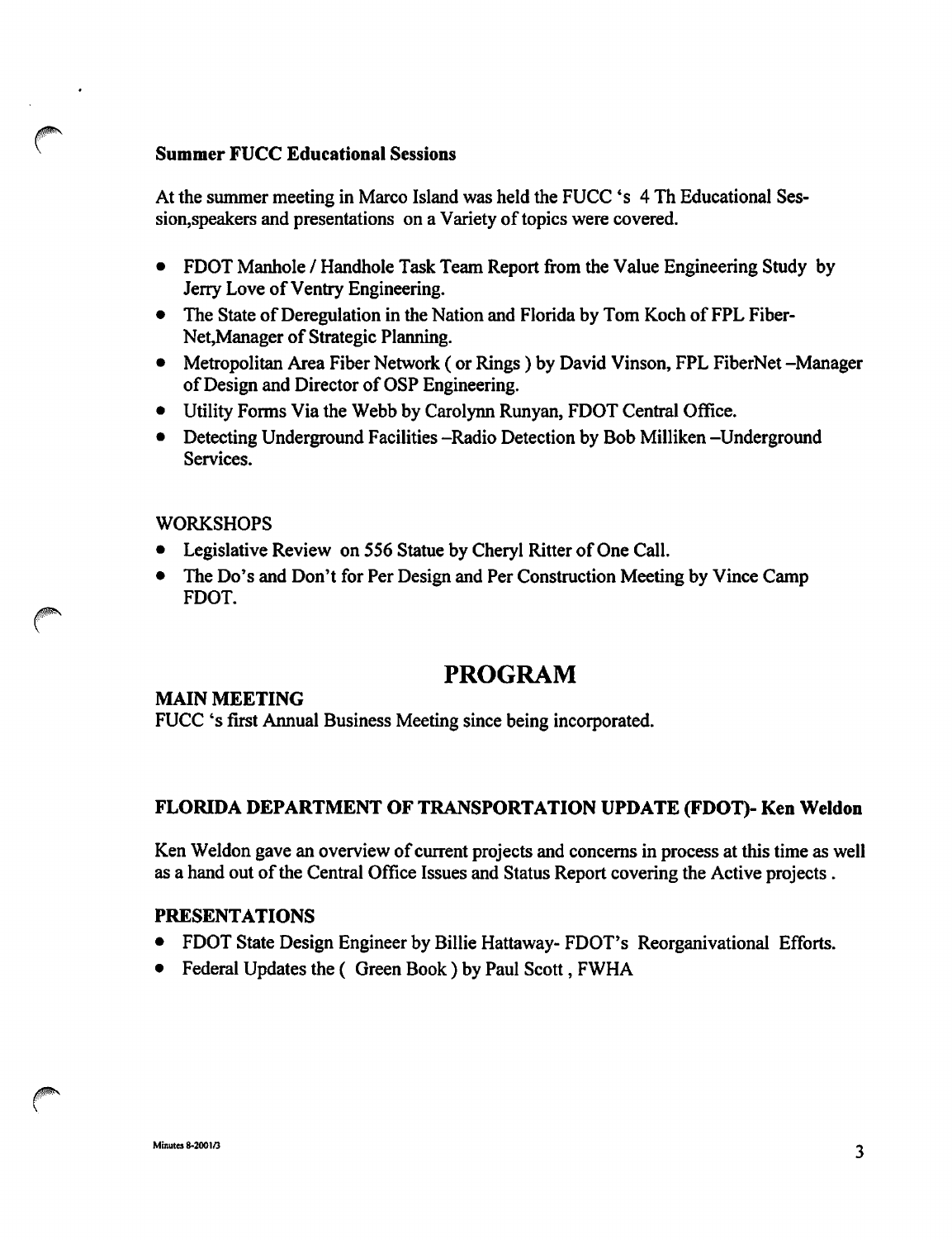**Summer FUCC Educational Sessions**

At the summer meeting in Marco Island was held the FUCC 's 4 Th Educational Session,speakers and presentations on a Variety of topics were covered.

- FDOT Manhole / Handhole Task Team Report from the Value Engineering Study by Jerry Love of Ventry Engineering.
- The State of Deregulation in the Nation and Florida by Tom Koch of FPL Fiber-Net,Manager of Strategic Planning.
- Metropolitan Area Fiber Network ( or Rings ) by David Vinson, FPL FiberNet –Manager of Design and Director of OSP Engineering.
- Utility Forms Via the Webb by Carolynn Runyan, FDOT Central Office.
- Detecting Underground Facilities –Radio Detection by Bob Milliken –Underground Services.

WORKSHOPS

- Legislative Review on 556 Statue by Cheryl Ritter of One Call.
- The Do's and Don't for Per Design and Per Construction Meeting by Vince Camp FDOT.

## PROGRAM

**MAIN MEETING**

FUCC 's first Annual Business Meeting since being incorporated.

**FLORIDA DEPARTMENT OF TRANSPORTATION UPDATE (FDOT)- Ken Weldon**

Ken Weldon gave an overview of current projects and concerns in process at this time as well as a hand out of the Central Office Issues and Status Report covering the Active projects .

**PRESENTATIONS**

- FDOT State Design Engineer by Billie Hattaway- FDOT's Reorganivational Efforts.
- Federal Updates the ( Green Book ) by Paul Scott , FWHA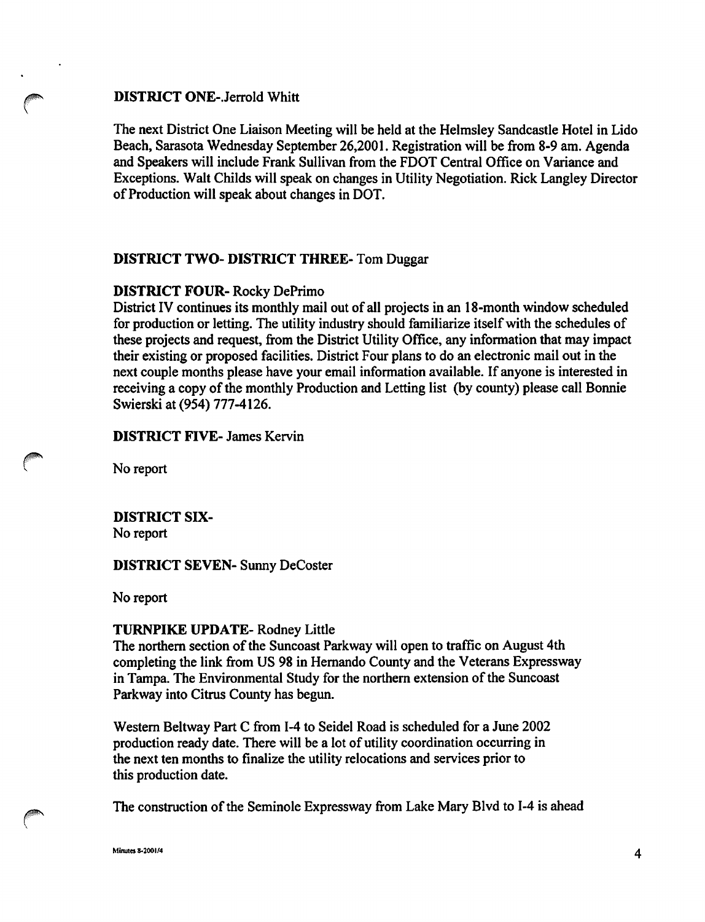**DISTRICT ONE-**.Jerrold Whitt

The next District One Liaison Meeting will be held at the Helmsley Sandcastle Hotel in Lido Beach, Sarasota Wednesday September 26,2001. Registration will be from 8-9 am. Agenda and Speakers will include Frank Sullivan from the FDOT Central Office on Variance and Exceptions. Walt Childs will speak on changes in Utility Negotiation. Rick Langley Director of Production will speak about changes in DOT.

**DISTRICT TWO- DISTRICT THREE-** Tom Duggar

**DISTRICT FOUR-** Rocky DePrimo
District IV continues its monthly mail out of all projects in an 18-month window scheduled for production or letting. The utility industry should familiarize itself with the schedules of these projects and request, from the District Utility Office, any information that may impact their existing or proposed facilities. District Four plans to do an electronic mail out in the next couple months please have your email information available. If anyone is interested in receiving a copy of the monthly Production and Letting list (by county) please call Bonnie Swierski at (954) 777-4126.

**DISTRICT FIVE-** James Kervin

No report

**DISTRICT SIX-**
No report

**DISTRICT SEVEN-** Sunny DeCoster

No report

**TURNPIKE UPDATE-** Rodney Little
The northern section of the Suncoast Parkway will open to traffic on August 4th completing the link from US 98 in Hernando County and the Veterans Expressway in Tampa. The Environmental Study for the northern extension of the Suncoast Parkway into Citrus County has begun.

Western Beltway Part C from I-4 to Seidel Road is scheduled for a June 2002 production ready date. There will be a lot of utility coordination occurring in the next ten months to finalize the utility relocations and services prior to this production date.

The construction of the Seminole Expressway from Lake Mary Blvd to I-4 is ahead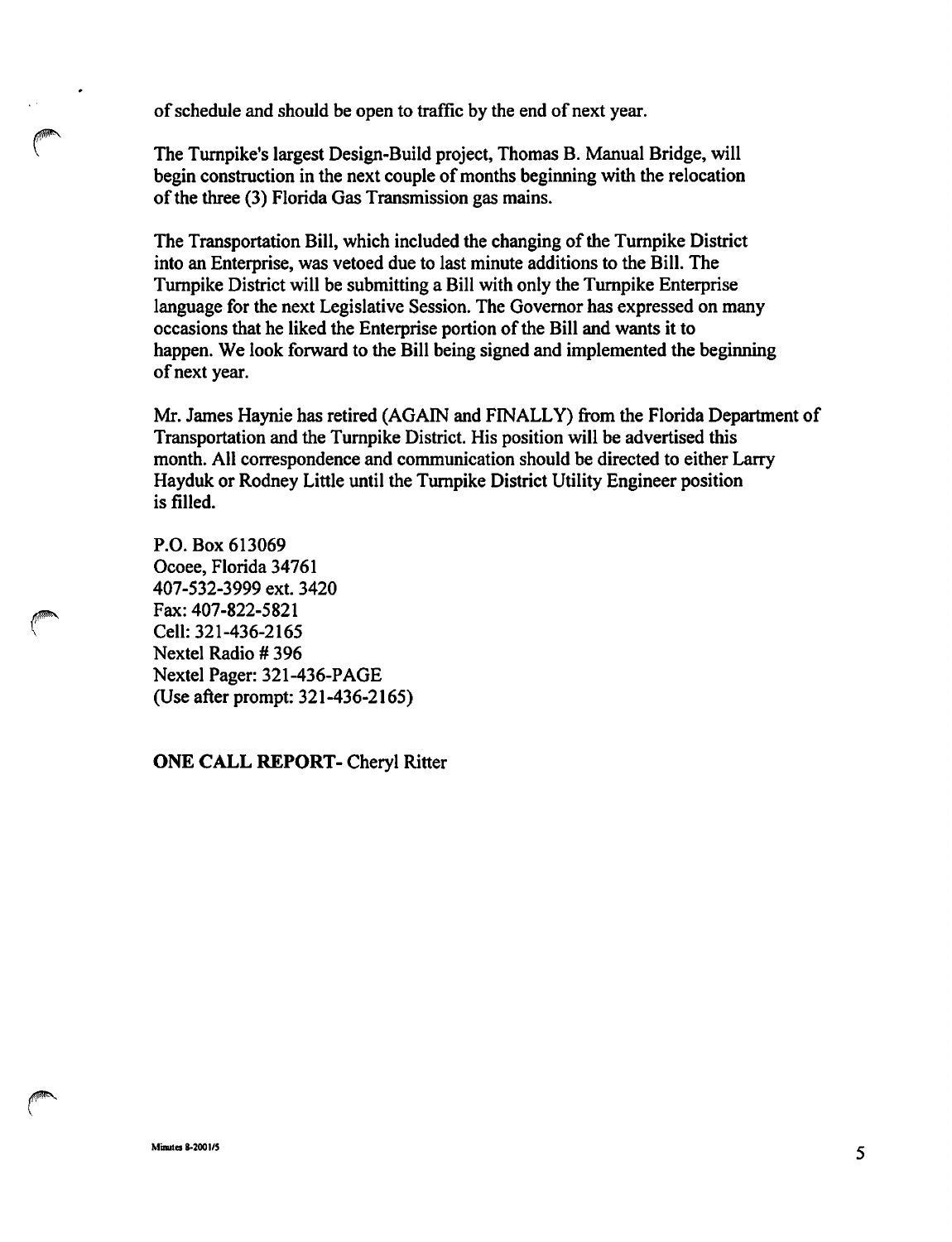of schedule and should be open to traffic by the end of next year.

The Turnpike's largest Design-Build project, Thomas B. Manual Bridge, will begin construction in the next couple of months beginning with the relocation of the three (3) Florida Gas Transmission gas mains.

The Transportation Bill, which included the changing of the Turnpike District into an Enterprise, was vetoed due to last minute additions to the Bill. The Turnpike District will be submitting a Bill with only the Turnpike Enterprise language for the next Legislative Session. The Governor has expressed on many occasions that he liked the Enterprise portion of the Bill and wants it to happen. We look forward to the Bill being signed and implemented the beginning of next year.

Mr. James Haynie has retired (AGAIN and FINALLY) from the Florida Department of Transportation and the Turnpike District. His position will be advertised this month. All correspondence and communication should be directed to either Larry Hayduk or Rodney Little until the Turnpike District Utility Engineer position is filled.

P.O. Box 613069
Ocoee, Florida 34761
407-532-3999 ext. 3420
Fax: 407-822-5821
Cell: 321-436-2165
Nextel Radio # 396
Nextel Pager: 321-436-PAGE
(Use after prompt: 321-436-2165)

**ONE CALL REPORT-** Cheryl Ritter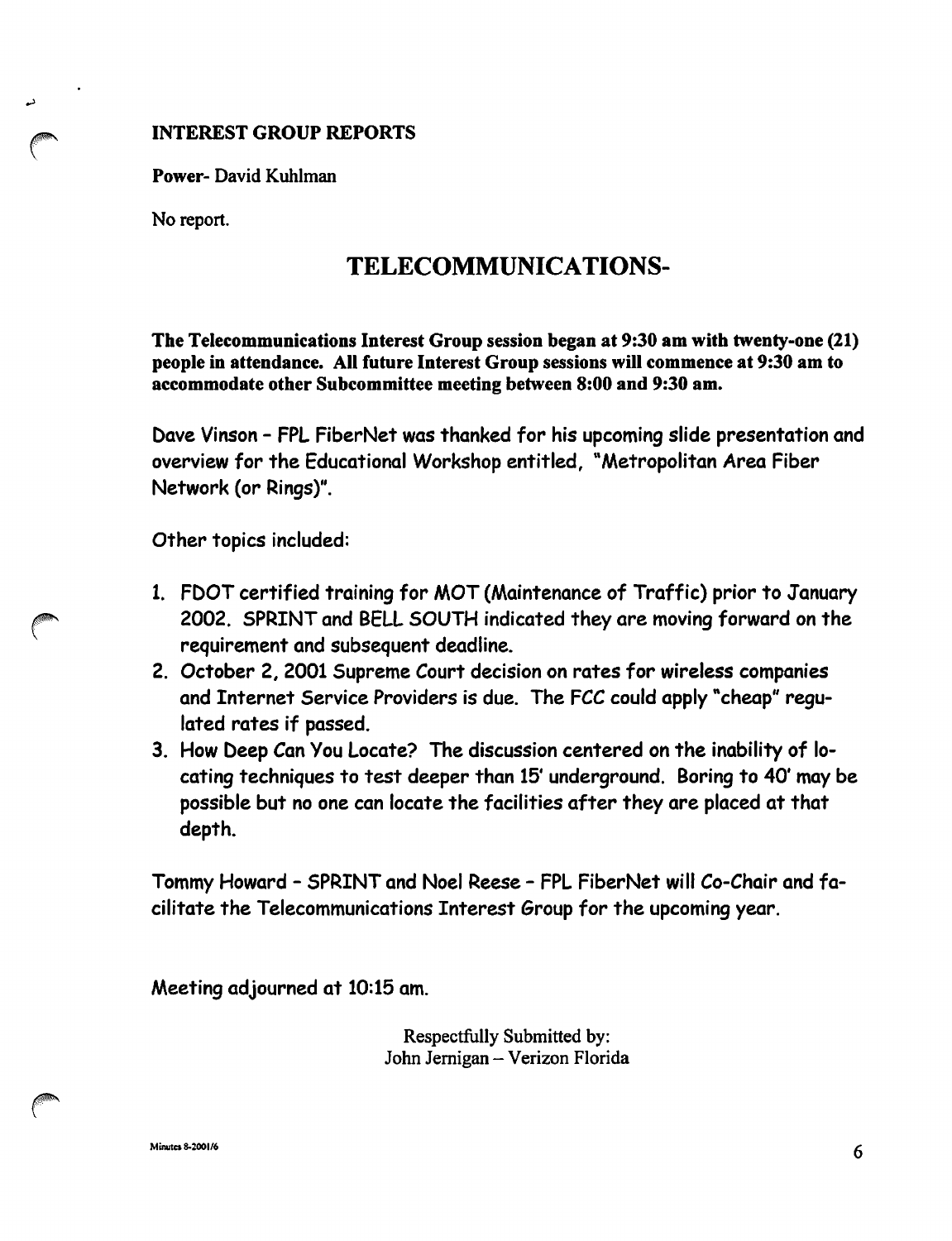**INTEREST GROUP REPORTS**

**Power**- David Kuhlman

No report.

# TELECOMMUNICATIONS-

**The Telecommunications Interest Group session began at 9:30 am with twenty-one (21) people in attendance. All future Interest Group sessions will commence at 9:30 am to accommodate other Subcommittee meeting between 8:00 and 9:30 am.**

Dave Vinson - FPL FiberNet was thanked for his upcoming slide presentation and overview for the Educational Workshop entitled, "Metropolitan Area Fiber Network (or Rings)".

Other topics included:

1. FDOT certified training for MOT (Maintenance of Traffic) prior to January 2002. SPRINT and BELL SOUTH indicated they are moving forward on the requirement and subsequent deadline.
2. October 2, 2001 Supreme Court decision on rates for wireless companies and Internet Service Providers is due. The FCC could apply "cheap" regulated rates if passed.
3. How Deep Can You Locate? The discussion centered on the inability of locating techniques to test deeper than 15' underground. Boring to 40' may be possible but no one can locate the facilities after they are placed at that depth.

Tommy Howard - SPRINT and Noel Reese - FPL FiberNet will Co-Chair and facilitate the Telecommunications Interest Group for the upcoming year.

Meeting adjourned at 10:15 am.

Respectfully Submitted by:
John Jernigan – Verizon Florida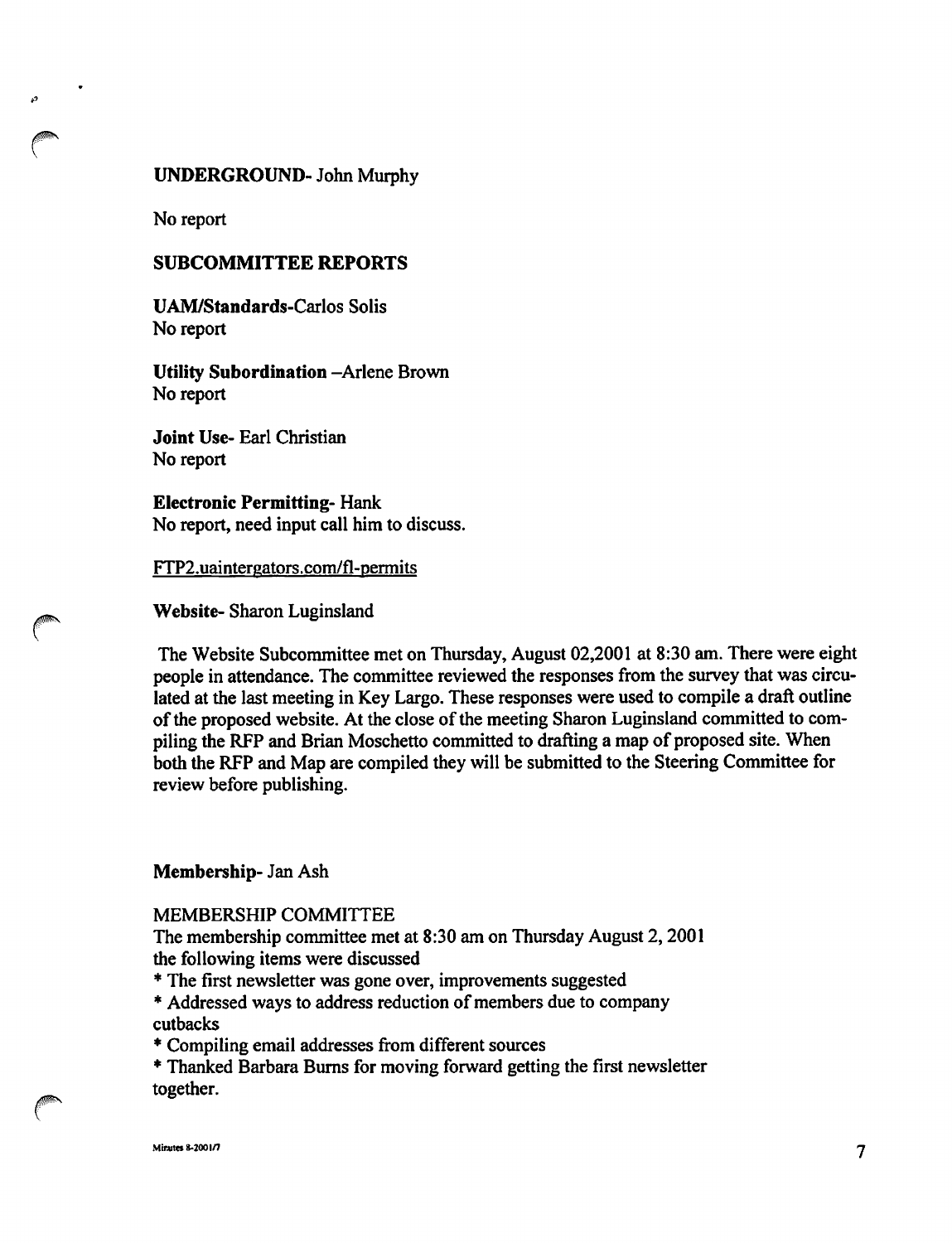**UNDERGROUND**- John Murphy

No report

## SUBCOMMITTEE REPORTS

**UAM/Standards**-Carlos Solis
No report

**Utility Subordination** –Arlene Brown
No report

**Joint Use**- Earl Christian
No report

**Electronic Permitting**- Hank
No report, need input call him to discuss.

FTP2.uaintergators.com/fl-permits

**Website**- Sharon Luginsland

The Website Subcommittee met on Thursday, August 02,2001 at 8:30 am. There were eight people in attendance. The committee reviewed the responses from the survey that was circulated at the last meeting in Key Largo. These responses were used to compile a draft outline of the proposed website. At the close of the meeting Sharon Luginsland committed to compiling the RFP and Brian Moschetto committed to drafting a map of proposed site. When both the RFP and Map are compiled they will be submitted to the Steering Committee for review before publishing.

**Membership**- Jan Ash

MEMBERSHIP COMMITTEE
The membership committee met at 8:30 am on Thursday August 2, 2001
the following items were discussed

* The first newsletter was gone over, improvements suggested
* Addressed ways to address reduction of members due to company cutbacks
* Compiling email addresses from different sources
* Thanked Barbara Burns for moving forward getting the first newsletter together.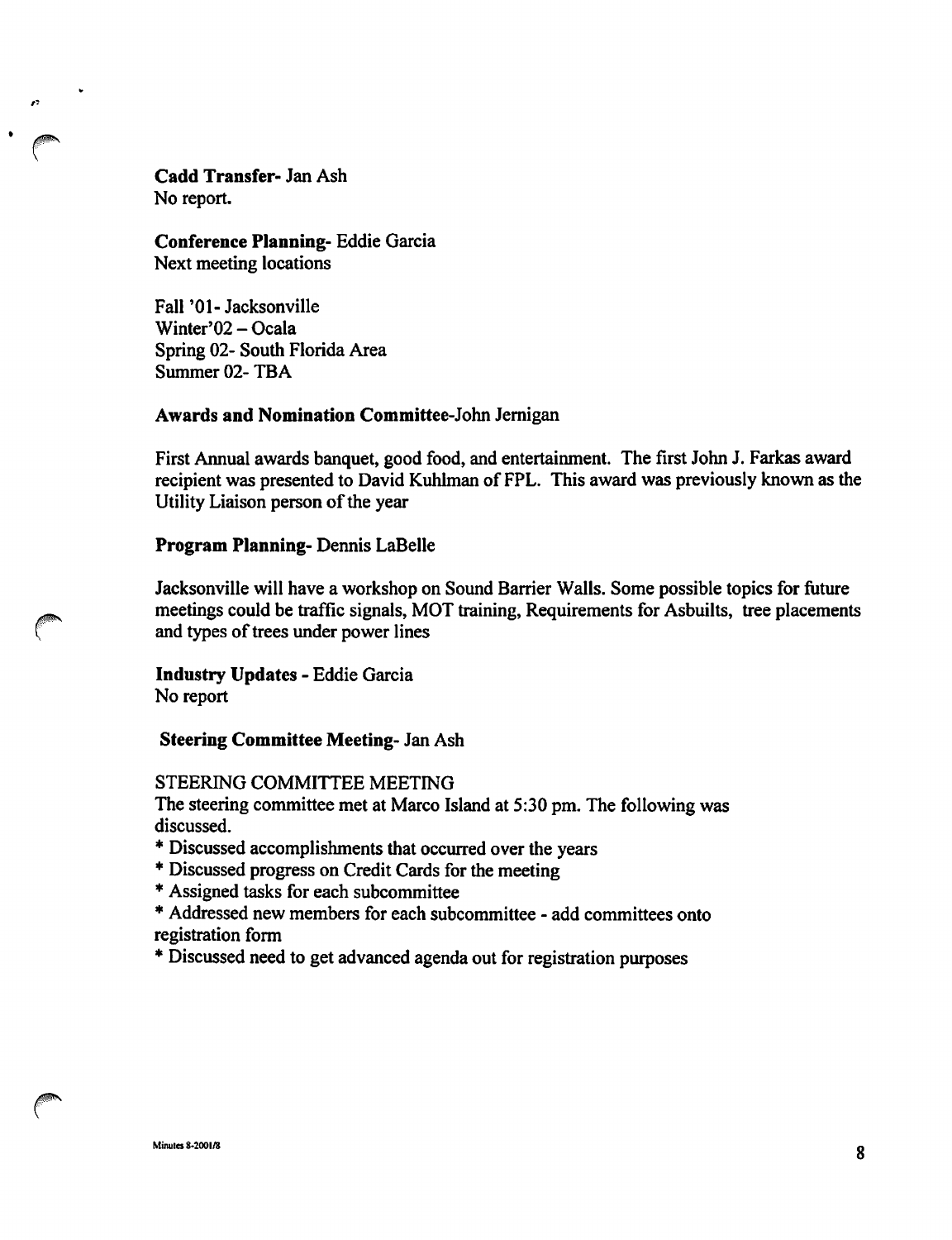**Cadd Transfer-** Jan Ash
No report.

**Conference Planning-** Eddie Garcia
Next meeting locations

Fall '01- Jacksonville
Winter'02 – Ocala
Spring 02- South Florida Area
Summer 02- TBA

**Awards and Nomination Committee**-John Jernigan

First Annual awards banquet, good food, and entertainment. The first John J. Farkas award recipient was presented to David Kuhlman of FPL. This award was previously known as the Utility Liaison person of the year

**Program Planning-** Dennis LaBelle

Jacksonville will have a workshop on Sound Barrier Walls. Some possible topics for future meetings could be traffic signals, MOT training, Requirements for Asbuilts, tree placements and types of trees under power lines

**Industry Updates -** Eddie Garcia
No report

**Steering Committee Meeting-** Jan Ash

STEERING COMMITTEE MEETING
The steering committee met at Marco Island at 5:30 pm. The following was discussed.

* Discussed accomplishments that occurred over the years
* Discussed progress on Credit Cards for the meeting
* Assigned tasks for each subcommittee
* Addressed new members for each subcommittee - add committees onto registration form
* Discussed need to get advanced agenda out for registration purposes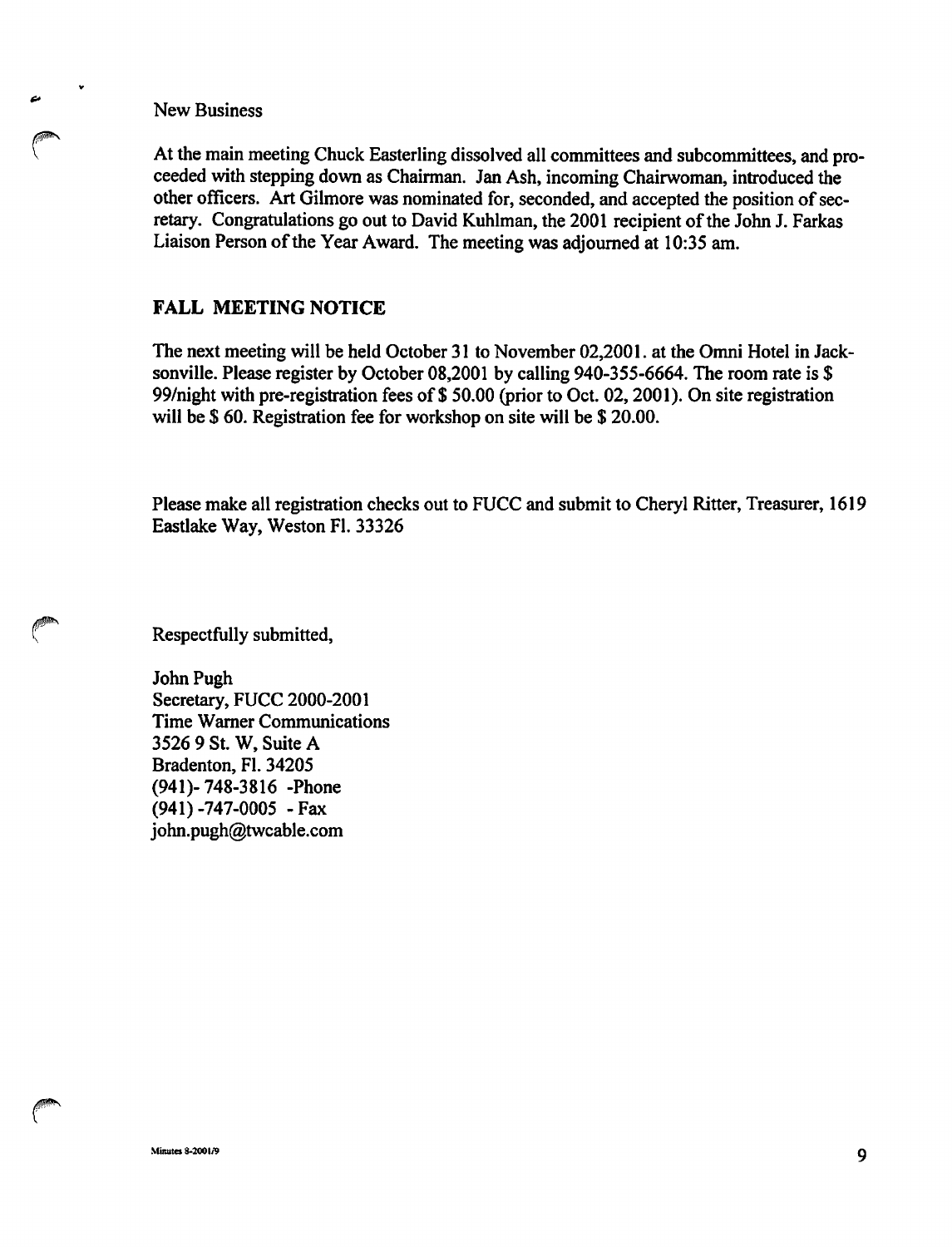New Business

At the main meeting Chuck Easterling dissolved all committees and subcommittees, and proceeded with stepping down as Chairman. Jan Ash, incoming Chairwoman, introduced the other officers. Art Gilmore was nominated for, seconded, and accepted the position of secretary. Congratulations go out to David Kuhlman, the 2001 recipient of the John J. Farkas Liaison Person of the Year Award. The meeting was adjourned at 10:35 am.

## FALL MEETING NOTICE

The next meeting will be held October 31 to November 02,2001. at the Omni Hotel in Jacksonville. Please register by October 08,2001 by calling 940-355-6664. The room rate is $ 99/night with pre-registration fees of $ 50.00 (prior to Oct. 02, 2001). On site registration will be $ 60. Registration fee for workshop on site will be $ 20.00.

Please make all registration checks out to FUCC and submit to Cheryl Ritter, Treasurer, 1619 Eastlake Way, Weston Fl. 33326

Respectfully submitted,

John Pugh
Secretary, FUCC 2000-2001
Time Warner Communications
3526 9 St. W, Suite A
Bradenton, Fl. 34205
(941)- 748-3816 -Phone
(941) -747-0005 - Fax
john.pugh@twcable.com